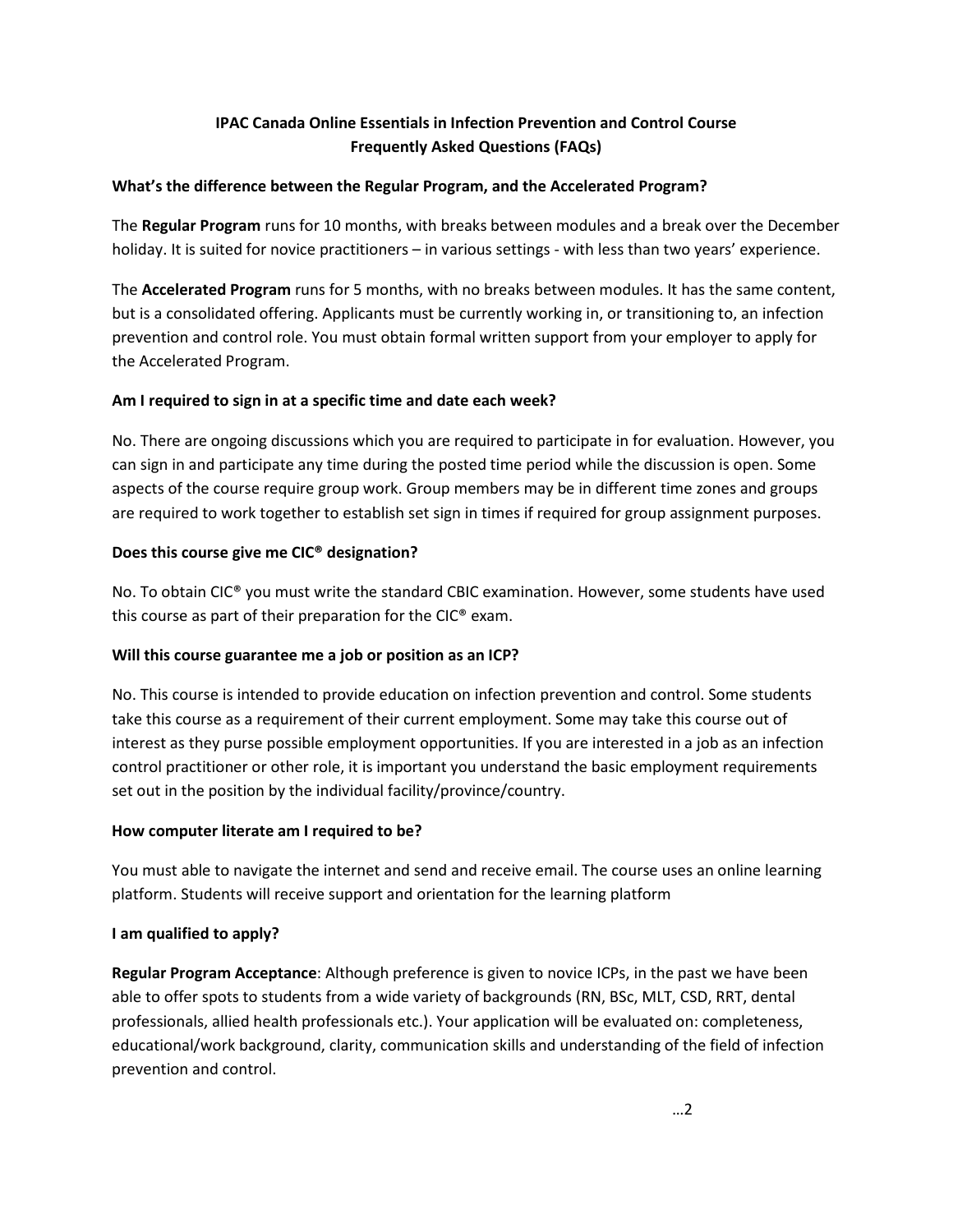# IPAC Canada Online Essentials in Infection Prevention and Control Course
## Frequently Asked Questions (FAQs)

**What's the difference between the Regular Program, and the Accelerated Program?**

The **Regular Program** runs for 10 months, with breaks between modules and a break over the December holiday. It is suited for novice practitioners – in various settings - with less than two years' experience.

The **Accelerated Program** runs for 5 months, with no breaks between modules. It has the same content, but is a consolidated offering. Applicants must be currently working in, or transitioning to, an infection prevention and control role. You must obtain formal written support from your employer to apply for the Accelerated Program.

**Am I required to sign in at a specific time and date each week?**

No. There are ongoing discussions which you are required to participate in for evaluation. However, you can sign in and participate any time during the posted time period while the discussion is open. Some aspects of the course require group work. Group members may be in different time zones and groups are required to work together to establish set sign in times if required for group assignment purposes.

**Does this course give me CIC® designation?**

No. To obtain CIC® you must write the standard CBIC examination. However, some students have used this course as part of their preparation for the CIC® exam.

**Will this course guarantee me a job or position as an ICP?**

No. This course is intended to provide education on infection prevention and control. Some students take this course as a requirement of their current employment. Some may take this course out of interest as they purse possible employment opportunities. If you are interested in a job as an infection control practitioner or other role, it is important you understand the basic employment requirements set out in the position by the individual facility/province/country.

**How computer literate am I required to be?**

You must able to navigate the internet and send and receive email. The course uses an online learning platform. Students will receive support and orientation for the learning platform

**I am qualified to apply?**

**Regular Program Acceptance**: Although preference is given to novice ICPs, in the past we have been able to offer spots to students from a wide variety of backgrounds (RN, BSc, MLT, CSD, RRT, dental professionals, allied health professionals etc.). Your application will be evaluated on: completeness, educational/work background, clarity, communication skills and understanding of the field of infection prevention and control.

…2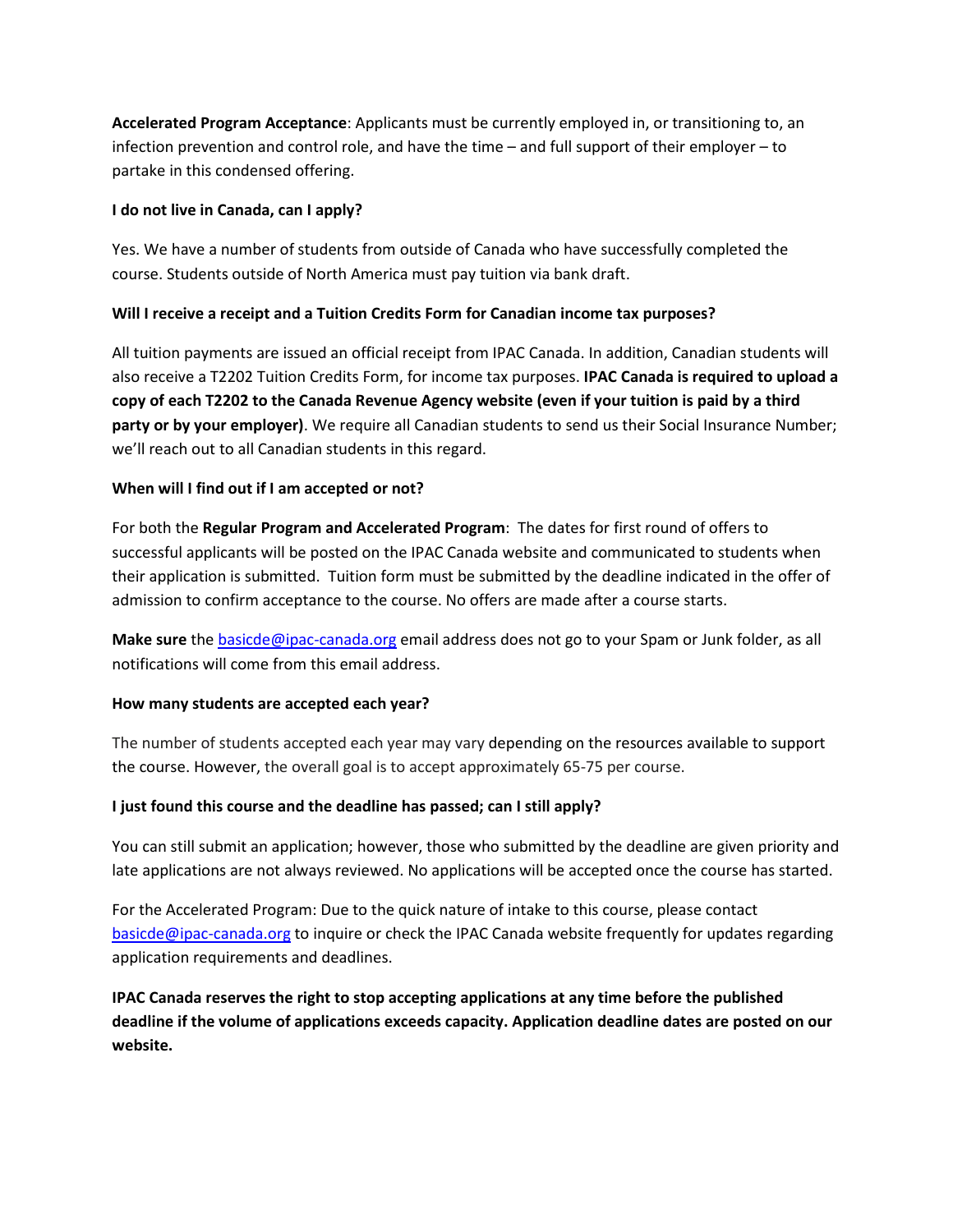**Accelerated Program Acceptance**: Applicants must be currently employed in, or transitioning to, an infection prevention and control role, and have the time – and full support of their employer – to partake in this condensed offering.

**I do not live in Canada, can I apply?**

Yes. We have a number of students from outside of Canada who have successfully completed the course. Students outside of North America must pay tuition via bank draft.

**Will I receive a receipt and a Tuition Credits Form for Canadian income tax purposes?**

All tuition payments are issued an official receipt from IPAC Canada. In addition, Canadian students will also receive a T2202 Tuition Credits Form, for income tax purposes. **IPAC Canada is required to upload a copy of each T2202 to the Canada Revenue Agency website (even if your tuition is paid by a third party or by your employer)**. We require all Canadian students to send us their Social Insurance Number; we'll reach out to all Canadian students in this regard.

**When will I find out if I am accepted or not?**

For both the **Regular Program and Accelerated Program**: The dates for first round of offers to successful applicants will be posted on the IPAC Canada website and communicated to students when their application is submitted. Tuition form must be submitted by the deadline indicated in the offer of admission to confirm acceptance to the course. No offers are made after a course starts.

**Make sure** the basicde@ipac-canada.org email address does not go to your Spam or Junk folder, as all notifications will come from this email address.

**How many students are accepted each year?**

The number of students accepted each year may vary depending on the resources available to support the course. However, the overall goal is to accept approximately 65-75 per course.

**I just found this course and the deadline has passed; can I still apply?**

You can still submit an application; however, those who submitted by the deadline are given priority and late applications are not always reviewed. No applications will be accepted once the course has started.

For the Accelerated Program: Due to the quick nature of intake to this course, please contact basicde@ipac-canada.org to inquire or check the IPAC Canada website frequently for updates regarding application requirements and deadlines.

**IPAC Canada reserves the right to stop accepting applications at any time before the published deadline if the volume of applications exceeds capacity. Application deadline dates are posted on our website.**